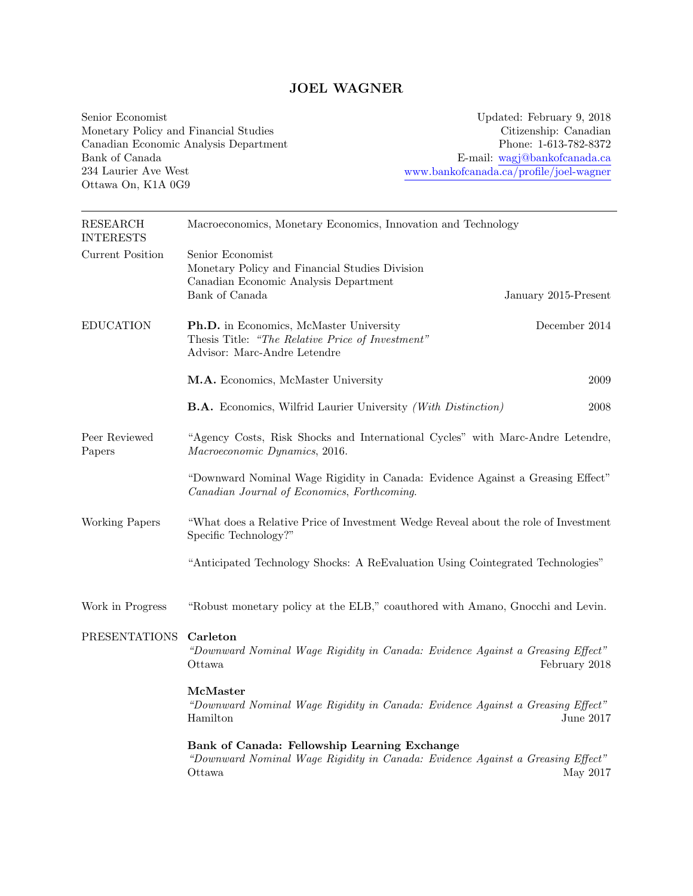# JOEL WAGNER

Senior Economist
Monetary Policy and Financial Studies
Canadian Economic Analysis Department
Bank of Canada
234 Laurier Ave West
Ottawa On, K1A 0G9

Updated: February 9, 2018
Citizenship: Canadian
Phone: 1-613-782-8372
E-mail: wagj@bankofcanada.ca
www.bankofcanada.ca/profile/joel-wagner

---

## RESEARCH INTERESTS

Macroeconomics, Monetary Economics, Innovation and Technology

## Current Position

Senior Economist
Monetary Policy and Financial Studies Division
Canadian Economic Analysis Department
Bank of Canada — January 2015-Present

## EDUCATION

**Ph.D.** in Economics, McMaster University — December 2014
Thesis Title: *"The Relative Price of Investment"*
Advisor: Marc-Andre Letendre

**M.A.** Economics, McMaster University — 2009

**B.A.** Economics, Wilfrid Laurier University *(With Distinction)* — 2008

## Peer Reviewed Papers

"Agency Costs, Risk Shocks and International Cycles" with Marc-Andre Letendre, *Macroeconomic Dynamics*, 2016.

"Downward Nominal Wage Rigidity in Canada: Evidence Against a Greasing Effect" *Canadian Journal of Economics, Forthcoming.*

## Working Papers

"What does a Relative Price of Investment Wedge Reveal about the role of Investment Specific Technology?"

"Anticipated Technology Shocks: A ReEvaluation Using Cointegrated Technologies"

## Work in Progress

"Robust monetary policy at the ELB," coauthored with Amano, Gnocchi and Levin.

## PRESENTATIONS

**Carleton**
*"Downward Nominal Wage Rigidity in Canada: Evidence Against a Greasing Effect"*
Ottawa — February 2018

**McMaster**
*"Downward Nominal Wage Rigidity in Canada: Evidence Against a Greasing Effect"*
Hamilton — June 2017

**Bank of Canada: Fellowship Learning Exchange**
*"Downward Nominal Wage Rigidity in Canada: Evidence Against a Greasing Effect"*
Ottawa — May 2017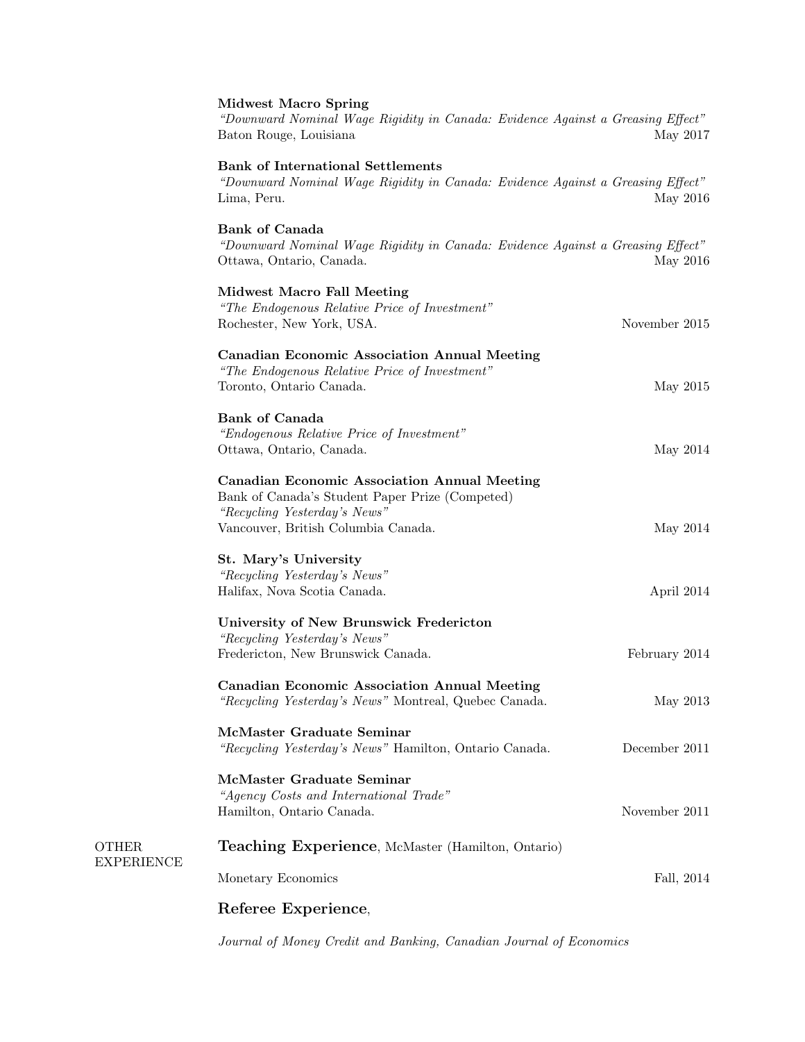**Midwest Macro Spring**
*"Downward Nominal Wage Rigidity in Canada: Evidence Against a Greasing Effect"*
Baton Rouge, Louisiana — May 2017

**Bank of International Settlements**
*"Downward Nominal Wage Rigidity in Canada: Evidence Against a Greasing Effect"*
Lima, Peru. — May 2016

**Bank of Canada**
*"Downward Nominal Wage Rigidity in Canada: Evidence Against a Greasing Effect"*
Ottawa, Ontario, Canada. — May 2016

**Midwest Macro Fall Meeting**
*"The Endogenous Relative Price of Investment"*
Rochester, New York, USA. — November 2015

**Canadian Economic Association Annual Meeting**
*"The Endogenous Relative Price of Investment"*
Toronto, Ontario Canada. — May 2015

**Bank of Canada**
*"Endogenous Relative Price of Investment"*
Ottawa, Ontario, Canada. — May 2014

**Canadian Economic Association Annual Meeting**
Bank of Canada's Student Paper Prize (Competed)
*"Recycling Yesterday's News"*
Vancouver, British Columbia Canada. — May 2014

**St. Mary's University**
*"Recycling Yesterday's News"*
Halifax, Nova Scotia Canada. — April 2014

**University of New Brunswick Fredericton**
*"Recycling Yesterday's News"*
Fredericton, New Brunswick Canada. — February 2014

**Canadian Economic Association Annual Meeting**
*"Recycling Yesterday's News"* Montreal, Quebec Canada. — May 2013

**McMaster Graduate Seminar**
*"Recycling Yesterday's News"* Hamilton, Ontario Canada. — December 2011

**McMaster Graduate Seminar**
*"Agency Costs and International Trade"*
Hamilton, Ontario Canada. — November 2011

## OTHER EXPERIENCE

### Teaching Experience, McMaster (Hamilton, Ontario)

Monetary Economics — Fall, 2014

### Referee Experience,

*Journal of Money Credit and Banking, Canadian Journal of Economics*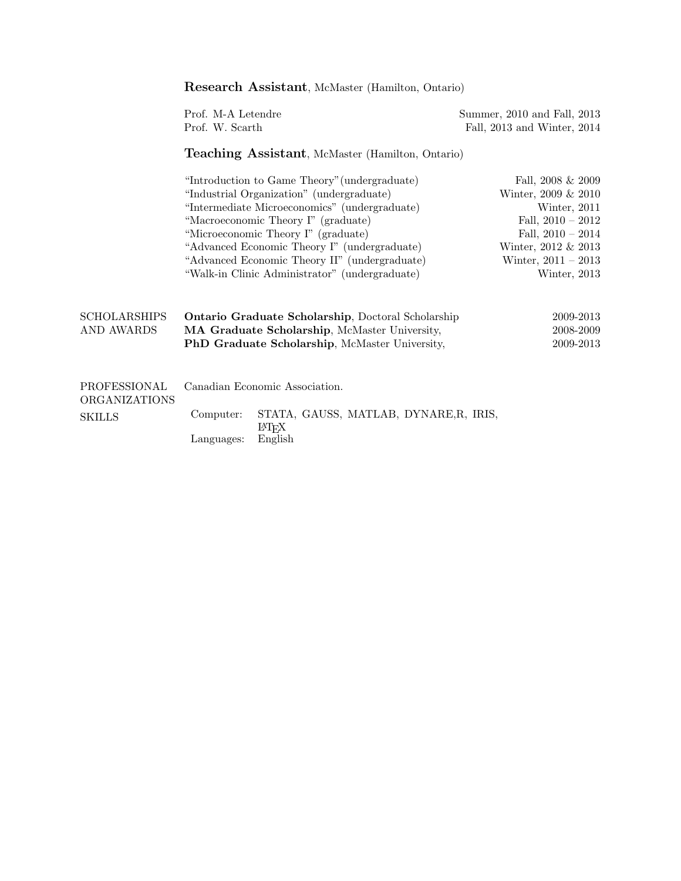**Research Assistant**, McMaster (Hamilton, Ontario)

| | |
|---|---|
| Prof. M-A Letendre | Summer, 2010 and Fall, 2013 |
| Prof. W. Scarth | Fall, 2013 and Winter, 2014 |

**Teaching Assistant**, McMaster (Hamilton, Ontario)

| | |
|---|---|
| "Introduction to Game Theory"(undergraduate) | Fall, 2008 & 2009 |
| "Industrial Organization" (undergraduate) | Winter, 2009 & 2010 |
| "Intermediate Microeconomics" (undergraduate) | Winter, 2011 |
| "Macroeconomic Theory I" (graduate) | Fall, 2010 – 2012 |
| "Microeconomic Theory I" (graduate) | Fall, 2010 – 2014 |
| "Advanced Economic Theory I" (undergraduate) | Winter, 2012 & 2013 |
| "Advanced Economic Theory II" (undergraduate) | Winter, 2011 – 2013 |
| "Walk-in Clinic Administrator" (undergraduate) | Winter, 2013 |

## SCHOLARSHIPS AND AWARDS

| | |
|---|---|
| **Ontario Graduate Scholarship**, Doctoral Scholarship | 2009-2013 |
| **MA Graduate Scholarship**, McMaster University, | 2008-2009 |
| **PhD Graduate Scholarship**, McMaster University, | 2009-2013 |

## PROFESSIONAL ORGANIZATIONS

Canadian Economic Association.

## SKILLS

Computer: STATA, GAUSS, MATLAB, DYNARE,R, IRIS, LaTeX

Languages: English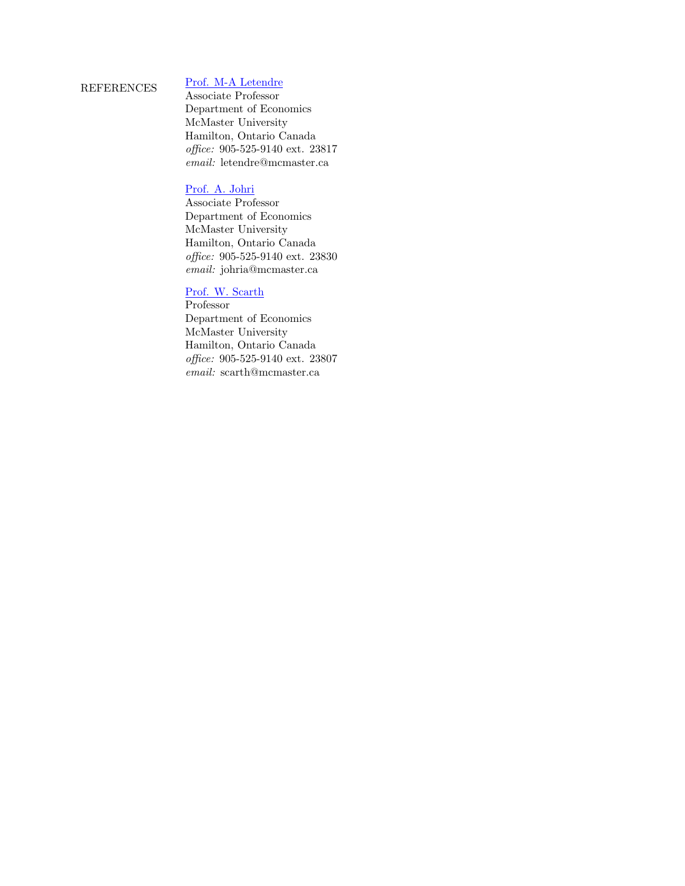## REFERENCES

[Prof. M-A Letendre]
Associate Professor
Department of Economics
McMaster University
Hamilton, Ontario Canada
*office:* 905-525-9140 ext. 23817
*email:* letendre@mcmaster.ca

[Prof. A. Johri]
Associate Professor
Department of Economics
McMaster University
Hamilton, Ontario Canada
*office:* 905-525-9140 ext. 23830
*email:* johria@mcmaster.ca

[Prof. W. Scarth]
Professor
Department of Economics
McMaster University
Hamilton, Ontario Canada
*office:* 905-525-9140 ext. 23807
*email:* scarth@mcmaster.ca